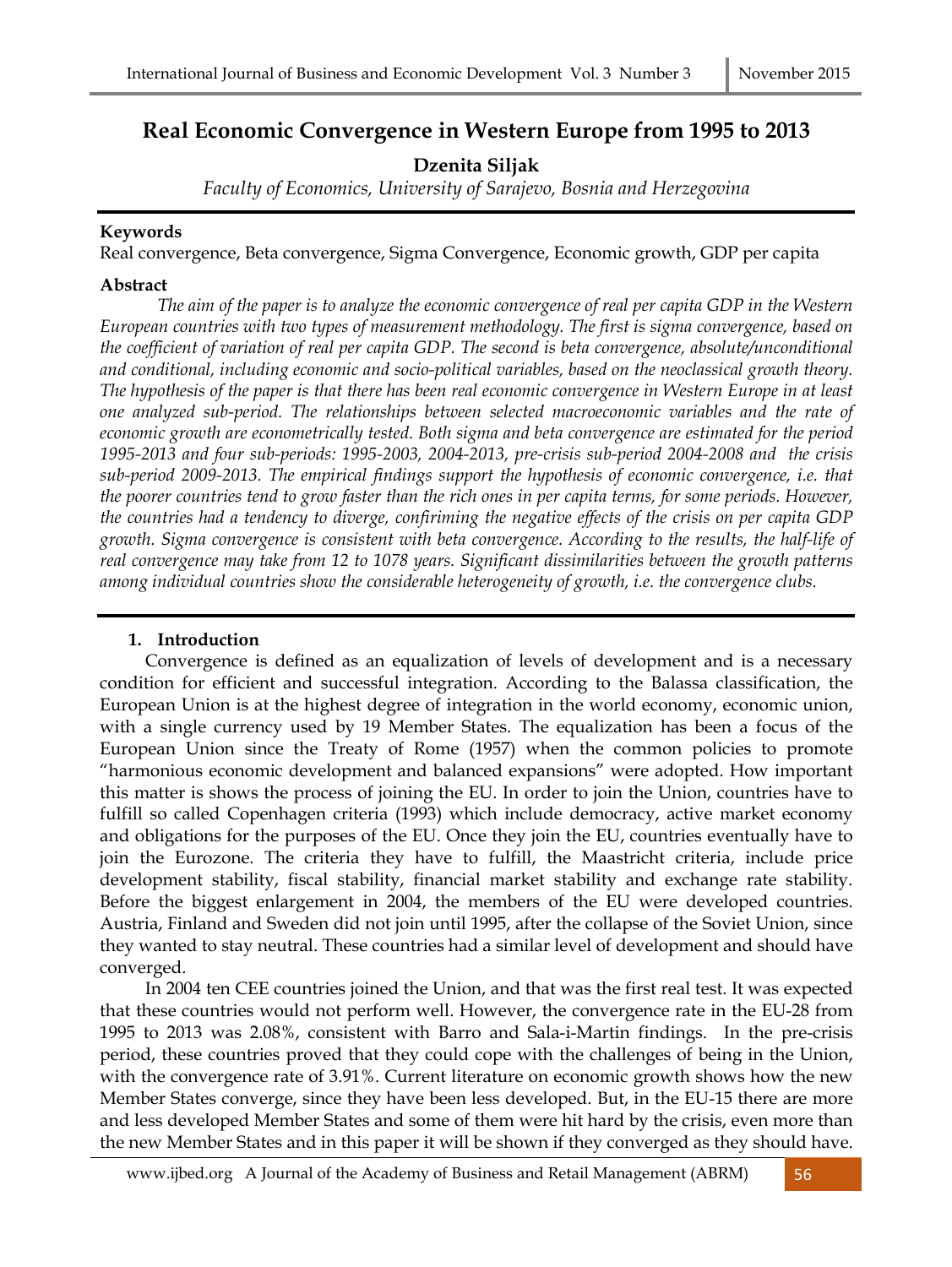# Real Economic Convergence in Western Europe from 1995 to 2013

**Dzenita Siljak**

*Faculty of Economics, University of Sarajevo, Bosnia and Herzegovina*

**Keywords**

Real convergence, Beta convergence, Sigma Convergence, Economic growth, GDP per capita

**Abstract**

*The aim of the paper is to analyze the economic convergence of real per capita GDP in the Western European countries with two types of measurement methodology. The first is sigma convergence, based on the coefficient of variation of real per capita GDP. The second is beta convergence, absolute/unconditional and conditional, including economic and socio-political variables, based on the neoclassical growth theory. The hypothesis of the paper is that there has been real economic convergence in Western Europe in at least one analyzed sub-period. The relationships between selected macroeconomic variables and the rate of economic growth are econometrically tested. Both sigma and beta convergence are estimated for the period 1995-2013 and four sub-periods: 1995-2003, 2004-2013, pre-crisis sub-period 2004-2008 and the crisis sub-period 2009-2013. The empirical findings support the hypothesis of economic convergence, i.e. that the poorer countries tend to grow faster than the rich ones in per capita terms, for some periods. However, the countries had a tendency to diverge, confiriming the negative effects of the crisis on per capita GDP growth. Sigma convergence is consistent with beta convergence. According to the results, the half-life of real convergence may take from 12 to 1078 years. Significant dissimilarities between the growth patterns among individual countries show the considerable heterogeneity of growth, i.e. the convergence clubs.*

## 1. Introduction

Convergence is defined as an equalization of levels of development and is a necessary condition for efficient and successful integration. According to the Balassa classification, the European Union is at the highest degree of integration in the world economy, economic union, with a single currency used by 19 Member States. The equalization has been a focus of the European Union since the Treaty of Rome (1957) when the common policies to promote "harmonious economic development and balanced expansions" were adopted. How important this matter is shows the process of joining the EU. In order to join the Union, countries have to fulfill so called Copenhagen criteria (1993) which include democracy, active market economy and obligations for the purposes of the EU. Once they join the EU, countries eventually have to join the Eurozone. The criteria they have to fulfill, the Maastricht criteria, include price development stability, fiscal stability, financial market stability and exchange rate stability. Before the biggest enlargement in 2004, the members of the EU were developed countries. Austria, Finland and Sweden did not join until 1995, after the collapse of the Soviet Union, since they wanted to stay neutral. These countries had a similar level of development and should have converged.

In 2004 ten CEE countries joined the Union, and that was the first real test. It was expected that these countries would not perform well. However, the convergence rate in the EU-28 from 1995 to 2013 was 2.08%, consistent with Barro and Sala-i-Martin findings. In the pre-crisis period, these countries proved that they could cope with the challenges of being in the Union, with the convergence rate of 3.91%. Current literature on economic growth shows how the new Member States converge, since they have been less developed. But, in the EU-15 there are more and less developed Member States and some of them were hit hard by the crisis, even more than the new Member States and in this paper it will be shown if they converged as they should have.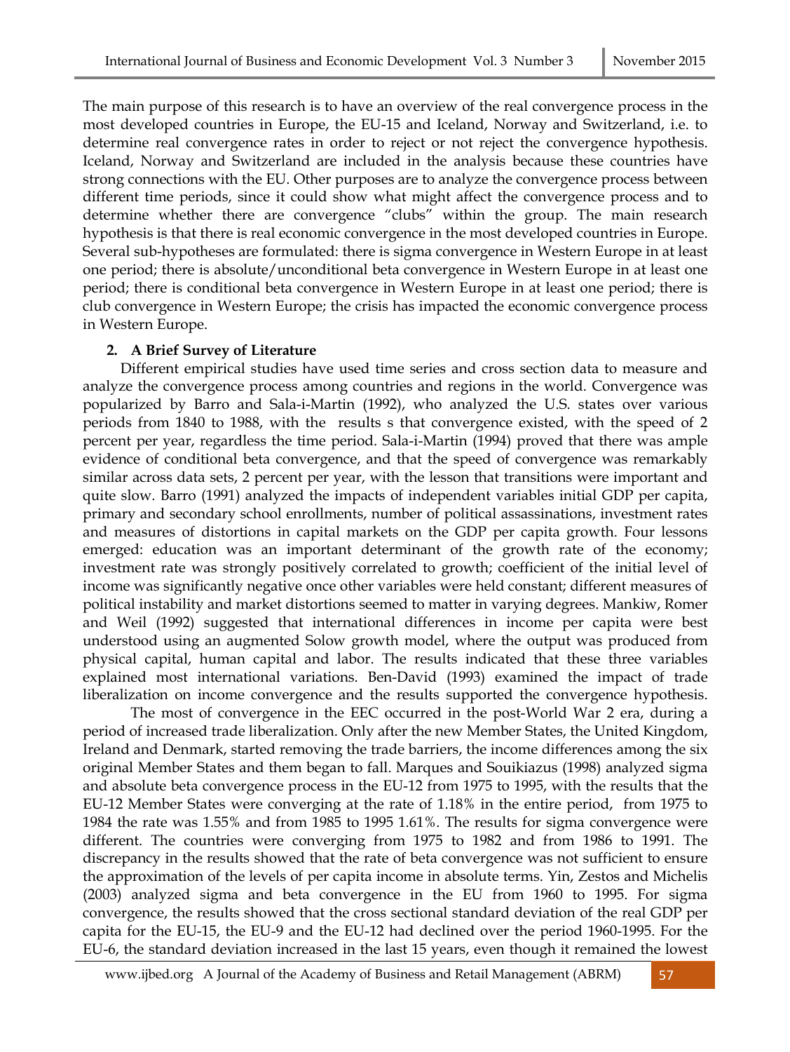The main purpose of this research is to have an overview of the real convergence process in the most developed countries in Europe, the EU-15 and Iceland, Norway and Switzerland, i.e. to determine real convergence rates in order to reject or not reject the convergence hypothesis. Iceland, Norway and Switzerland are included in the analysis because these countries have strong connections with the EU. Other purposes are to analyze the convergence process between different time periods, since it could show what might affect the convergence process and to determine whether there are convergence "clubs" within the group. The main research hypothesis is that there is real economic convergence in the most developed countries in Europe. Several sub-hypotheses are formulated: there is sigma convergence in Western Europe in at least one period; there is absolute/unconditional beta convergence in Western Europe in at least one period; there is conditional beta convergence in Western Europe in at least one period; there is club convergence in Western Europe; the crisis has impacted the economic convergence process in Western Europe.

## 2. A Brief Survey of Literature

Different empirical studies have used time series and cross section data to measure and analyze the convergence process among countries and regions in the world. Convergence was popularized by Barro and Sala-i-Martin (1992), who analyzed the U.S. states over various periods from 1840 to 1988, with the results s that convergence existed, with the speed of 2 percent per year, regardless the time period. Sala-i-Martin (1994) proved that there was ample evidence of conditional beta convergence, and that the speed of convergence was remarkably similar across data sets, 2 percent per year, with the lesson that transitions were important and quite slow. Barro (1991) analyzed the impacts of independent variables initial GDP per capita, primary and secondary school enrollments, number of political assassinations, investment rates and measures of distortions in capital markets on the GDP per capita growth. Four lessons emerged: education was an important determinant of the growth rate of the economy; investment rate was strongly positively correlated to growth; coefficient of the initial level of income was significantly negative once other variables were held constant; different measures of political instability and market distortions seemed to matter in varying degrees. Mankiw, Romer and Weil (1992) suggested that international differences in income per capita were best understood using an augmented Solow growth model, where the output was produced from physical capital, human capital and labor. The results indicated that these three variables explained most international variations. Ben-David (1993) examined the impact of trade liberalization on income convergence and the results supported the convergence hypothesis.

The most of convergence in the EEC occurred in the post-World War 2 era, during a period of increased trade liberalization. Only after the new Member States, the United Kingdom, Ireland and Denmark, started removing the trade barriers, the income differences among the six original Member States and them began to fall. Marques and Souikiazus (1998) analyzed sigma and absolute beta convergence process in the EU-12 from 1975 to 1995, with the results that the EU-12 Member States were converging at the rate of 1.18% in the entire period, from 1975 to 1984 the rate was 1.55% and from 1985 to 1995 1.61%. The results for sigma convergence were different. The countries were converging from 1975 to 1982 and from 1986 to 1991. The discrepancy in the results showed that the rate of beta convergence was not sufficient to ensure the approximation of the levels of per capita income in absolute terms. Yin, Zestos and Michelis (2003) analyzed sigma and beta convergence in the EU from 1960 to 1995. For sigma convergence, the results showed that the cross sectional standard deviation of the real GDP per capita for the EU-15, the EU-9 and the EU-12 had declined over the period 1960-1995. For the EU-6, the standard deviation increased in the last 15 years, even though it remained the lowest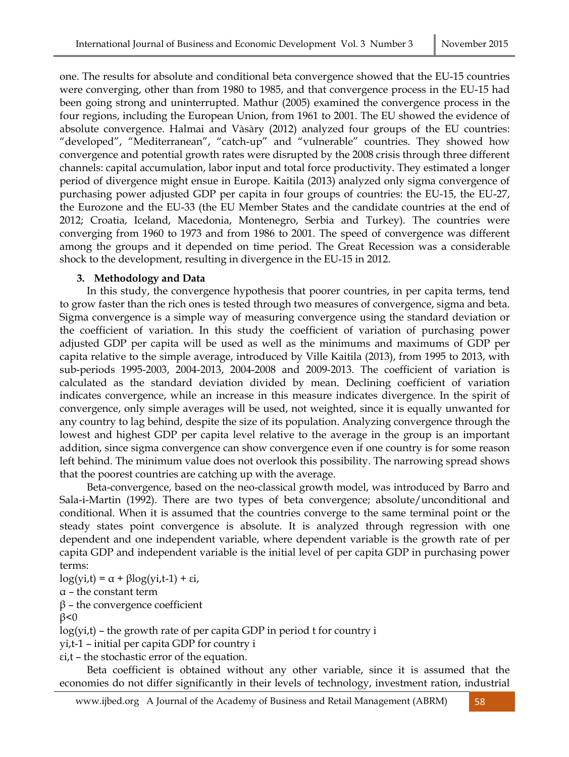one. The results for absolute and conditional beta convergence showed that the EU-15 countries were converging, other than from 1980 to 1985, and that convergence process in the EU-15 had been going strong and uninterrupted. Mathur (2005) examined the convergence process in the four regions, including the European Union, from 1961 to 2001. The EU showed the evidence of absolute convergence. Halmai and Vàsàry (2012) analyzed four groups of the EU countries: "developed", "Mediterranean", "catch-up" and "vulnerable" countries. They showed how convergence and potential growth rates were disrupted by the 2008 crisis through three different channels: capital accumulation, labor input and total force productivity. They estimated a longer period of divergence might ensue in Europe. Kaitila (2013) analyzed only sigma convergence of purchasing power adjusted GDP per capita in four groups of countries: the EU-15, the EU-27, the Eurozone and the EU-33 (the EU Member States and the candidate countries at the end of 2012; Croatia, Iceland, Macedonia, Montenegro, Serbia and Turkey). The countries were converging from 1960 to 1973 and from 1986 to 2001. The speed of convergence was different among the groups and it depended on time period. The Great Recession was a considerable shock to the development, resulting in divergence in the EU-15 in 2012.

## 3. Methodology and Data

In this study, the convergence hypothesis that poorer countries, in per capita terms, tend to grow faster than the rich ones is tested through two measures of convergence, sigma and beta. Sigma convergence is a simple way of measuring convergence using the standard deviation or the coefficient of variation. In this study the coefficient of variation of purchasing power adjusted GDP per capita will be used as well as the minimums and maximums of GDP per capita relative to the simple average, introduced by Ville Kaitila (2013), from 1995 to 2013, with sub-periods 1995-2003, 2004-2013, 2004-2008 and 2009-2013. The coefficient of variation is calculated as the standard deviation divided by mean. Declining coefficient of variation indicates convergence, while an increase in this measure indicates divergence. In the spirit of convergence, only simple averages will be used, not weighted, since it is equally unwanted for any country to lag behind, despite the size of its population. Analyzing convergence through the lowest and highest GDP per capita level relative to the average in the group is an important addition, since sigma convergence can show convergence even if one country is for some reason left behind. The minimum value does not overlook this possibility. The narrowing spread shows that the poorest countries are catching up with the average.

Beta-convergence, based on the neo-classical growth model, was introduced by Barro and Sala-i-Martin (1992). There are two types of beta convergence; absolute/unconditional and conditional. When it is assumed that the countries converge to the same terminal point or the steady states point convergence is absolute. It is analyzed through regression with one dependent and one independent variable, where dependent variable is the growth rate of per capita GDP and independent variable is the initial level of per capita GDP in purchasing power terms:

$\log(y_{i,t}) = \alpha + \beta\log(y_{i,t-1}) + \varepsilon_i$,

$\alpha$ – the constant term

$\beta$ – the convergence coefficient

$\beta<0$

$\log(y_{i,t})$ – the growth rate of per capita GDP in period t for country i

$y_{i,t-1}$ – initial per capita GDP for country i

$\varepsilon_{i,t}$ – the stochastic error of the equation.

Beta coefficient is obtained without any other variable, since it is assumed that the economies do not differ significantly in their levels of technology, investment ration, industrial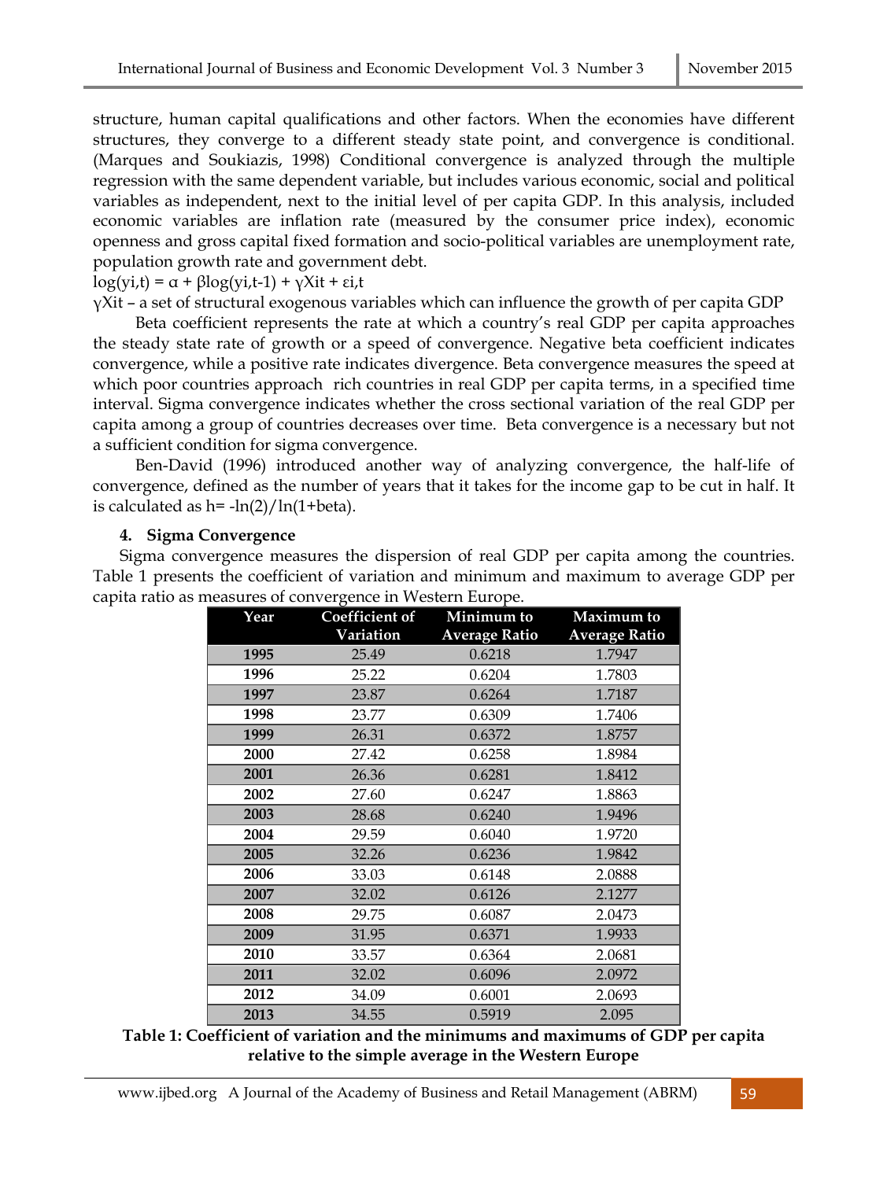structure, human capital qualifications and other factors. When the economies have different structures, they converge to a different steady state point, and convergence is conditional. (Marques and Soukiazis, 1998) Conditional convergence is analyzed through the multiple regression with the same dependent variable, but includes various economic, social and political variables as independent, next to the initial level of per capita GDP. In this analysis, included economic variables are inflation rate (measured by the consumer price index), economic openness and gross capital fixed formation and socio-political variables are unemployment rate, population growth rate and government debt.

$\log(y_{i,t}) = \alpha + \beta \log(y_{i,t-1}) + \gamma X_{it} + \varepsilon_{i,t}$

$\gamma X_{it}$ – a set of structural exogenous variables which can influence the growth of per capita GDP

Beta coefficient represents the rate at which a country's real GDP per capita approaches the steady state rate of growth or a speed of convergence. Negative beta coefficient indicates convergence, while a positive rate indicates divergence. Beta convergence measures the speed at which poor countries approach rich countries in real GDP per capita terms, in a specified time interval. Sigma convergence indicates whether the cross sectional variation of the real GDP per capita among a group of countries decreases over time. Beta convergence is a necessary but not a sufficient condition for sigma convergence.

Ben-David (1996) introduced another way of analyzing convergence, the half-life of convergence, defined as the number of years that it takes for the income gap to be cut in half. It is calculated as $h = -\ln(2)/\ln(1+\text{beta})$.

## 4. Sigma Convergence

Sigma convergence measures the dispersion of real GDP per capita among the countries. Table 1 presents the coefficient of variation and minimum and maximum to average GDP per capita ratio as measures of convergence in Western Europe.

| Year | Coefficient of Variation | Minimum to Average Ratio | Maximum to Average Ratio |
|---|---|---|---|
| 1995 | 25.49 | 0.6218 | 1.7947 |
| 1996 | 25.22 | 0.6204 | 1.7803 |
| 1997 | 23.87 | 0.6264 | 1.7187 |
| 1998 | 23.77 | 0.6309 | 1.7406 |
| 1999 | 26.31 | 0.6372 | 1.8757 |
| 2000 | 27.42 | 0.6258 | 1.8984 |
| 2001 | 26.36 | 0.6281 | 1.8412 |
| 2002 | 27.60 | 0.6247 | 1.8863 |
| 2003 | 28.68 | 0.6240 | 1.9496 |
| 2004 | 29.59 | 0.6040 | 1.9720 |
| 2005 | 32.26 | 0.6236 | 1.9842 |
| 2006 | 33.03 | 0.6148 | 2.0888 |
| 2007 | 32.02 | 0.6126 | 2.1277 |
| 2008 | 29.75 | 0.6087 | 2.0473 |
| 2009 | 31.95 | 0.6371 | 1.9933 |
| 2010 | 33.57 | 0.6364 | 2.0681 |
| 2011 | 32.02 | 0.6096 | 2.0972 |
| 2012 | 34.09 | 0.6001 | 2.0693 |
| 2013 | 34.55 | 0.5919 | 2.095 |

**Table 1: Coefficient of variation and the minimums and maximums of GDP per capita relative to the simple average in the Western Europe**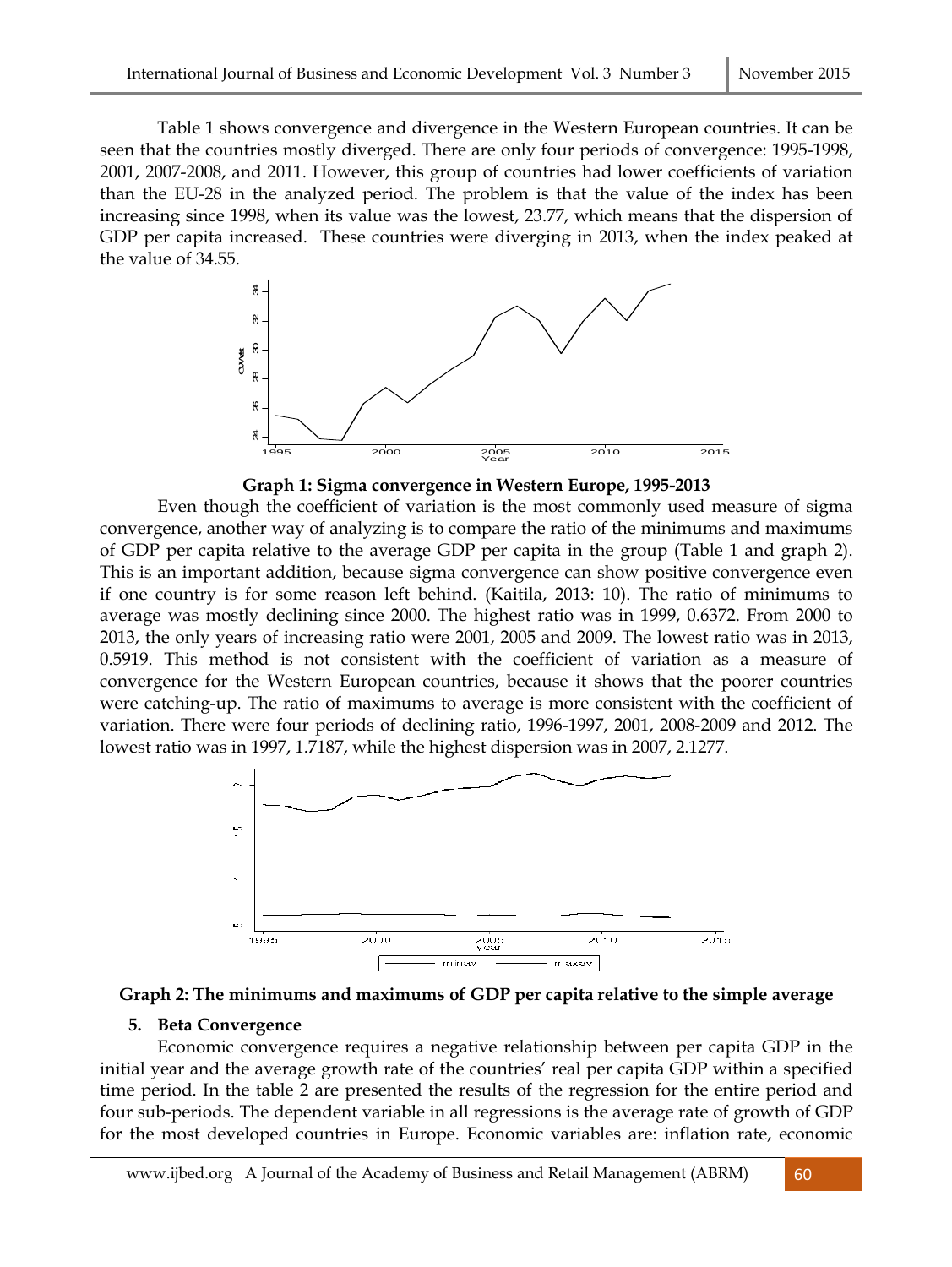Table 1 shows convergence and divergence in the Western European countries. It can be seen that the countries mostly diverged. There are only four periods of convergence: 1995-1998, 2001, 2007-2008, and 2011. However, this group of countries had lower coefficients of variation than the EU-28 in the analyzed period. The problem is that the value of the index has been increasing since 1998, when its value was the lowest, 23.77, which means that the dispersion of GDP per capita increased. These countries were diverging in 2013, when the index peaked at the value of 34.55.

**Graph 1: Sigma convergence in Western Europe, 1995-2013**

Even though the coefficient of variation is the most commonly used measure of sigma convergence, another way of analyzing is to compare the ratio of the minimums and maximums of GDP per capita relative to the average GDP per capita in the group (Table 1 and graph 2). This is an important addition, because sigma convergence can show positive convergence even if one country is for some reason left behind. (Kaitila, 2013: 10). The ratio of minimums to average was mostly declining since 2000. The highest ratio was in 1999, 0.6372. From 2000 to 2013, the only years of increasing ratio were 2001, 2005 and 2009. The lowest ratio was in 2013, 0.5919. This method is not consistent with the coefficient of variation as a measure of convergence for the Western European countries, because it shows that the poorer countries were catching-up. The ratio of maximums to average is more consistent with the coefficient of variation. There were four periods of declining ratio, 1996-1997, 2001, 2008-2009 and 2012. The lowest ratio was in 1997, 1.7187, while the highest dispersion was in 2007, 2.1277.

**Graph 2: The minimums and maximums of GDP per capita relative to the simple average**

## 5. Beta Convergence

Economic convergence requires a negative relationship between per capita GDP in the initial year and the average growth rate of the countries' real per capita GDP within a specified time period. In the table 2 are presented the results of the regression for the entire period and four sub-periods. The dependent variable in all regressions is the average rate of growth of GDP for the most developed countries in Europe. Economic variables are: inflation rate, economic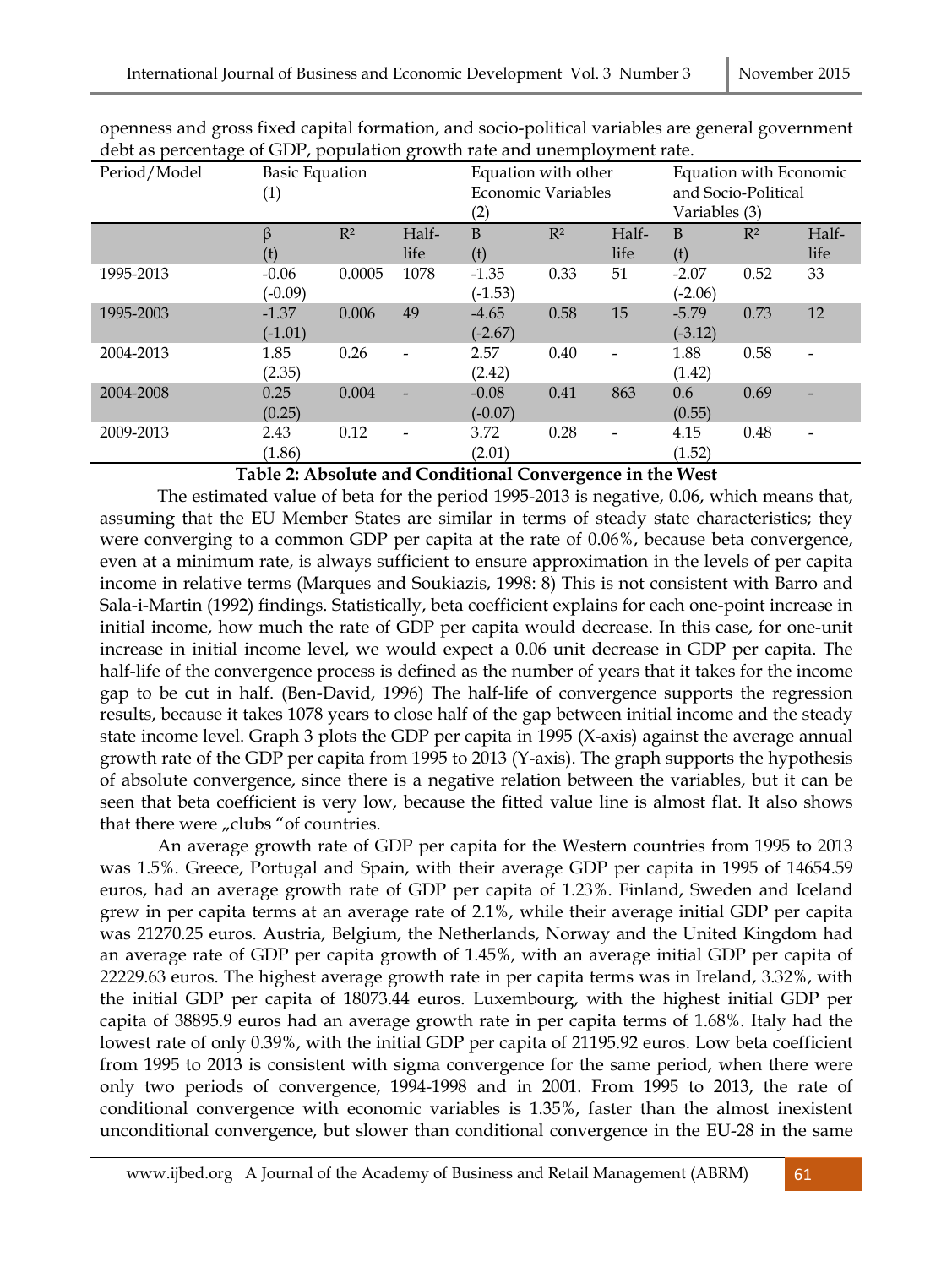openness and gross fixed capital formation, and socio-political variables are general government debt as percentage of GDP, population growth rate and unemployment rate.

| Period/Model | Basic Equation (1) | | | Equation with other Economic Variables (2) | | | Equation with Economic and Socio-Political Variables (3) | | |
|---|---|---|---|---|---|---|---|---|---|
| | β (t) | $R^2$ | Half-life | B (t) | $R^2$ | Half-life | B (t) | $R^2$ | Half-life |
| 1995-2013 | -0.06 (-0.09) | 0.0005 | 1078 | -1.35 (-1.53) | 0.33 | 51 | -2.07 (-2.06) | 0.52 | 33 |
| 1995-2003 | -1.37 (-1.01) | 0.006 | 49 | -4.65 (-2.67) | 0.58 | 15 | -5.79 (-3.12) | 0.73 | 12 |
| 2004-2013 | 1.85 (2.35) | 0.26 | - | 2.57 (2.42) | 0.40 | - | 1.88 (1.42) | 0.58 | - |
| 2004-2008 | 0.25 (0.25) | 0.004 | - | -0.08 (-0.07) | 0.41 | 863 | 0.6 (0.55) | 0.69 | - |
| 2009-2013 | 2.43 (1.86) | 0.12 | - | 3.72 (2.01) | 0.28 | - | 4.15 (1.52) | 0.48 | - |

**Table 2: Absolute and Conditional Convergence in the West**

The estimated value of beta for the period 1995-2013 is negative, 0.06, which means that, assuming that the EU Member States are similar in terms of steady state characteristics; they were converging to a common GDP per capita at the rate of 0.06%, because beta convergence, even at a minimum rate, is always sufficient to ensure approximation in the levels of per capita income in relative terms (Marques and Soukiazis, 1998: 8) This is not consistent with Barro and Sala-i-Martin (1992) findings. Statistically, beta coefficient explains for each one-point increase in initial income, how much the rate of GDP per capita would decrease. In this case, for one-unit increase in initial income level, we would expect a 0.06 unit decrease in GDP per capita. The half-life of the convergence process is defined as the number of years that it takes for the income gap to be cut in half. (Ben-David, 1996) The half-life of convergence supports the regression results, because it takes 1078 years to close half of the gap between initial income and the steady state income level. Graph 3 plots the GDP per capita in 1995 (X-axis) against the average annual growth rate of the GDP per capita from 1995 to 2013 (Y-axis). The graph supports the hypothesis of absolute convergence, since there is a negative relation between the variables, but it can be seen that beta coefficient is very low, because the fitted value line is almost flat. It also shows that there were „clubs "of countries.

An average growth rate of GDP per capita for the Western countries from 1995 to 2013 was 1.5%. Greece, Portugal and Spain, with their average GDP per capita in 1995 of 14654.59 euros, had an average growth rate of GDP per capita of 1.23%. Finland, Sweden and Iceland grew in per capita terms at an average rate of 2.1%, while their average initial GDP per capita was 21270.25 euros. Austria, Belgium, the Netherlands, Norway and the United Kingdom had an average rate of GDP per capita growth of 1.45%, with an average initial GDP per capita of 22229.63 euros. The highest average growth rate in per capita terms was in Ireland, 3.32%, with the initial GDP per capita of 18073.44 euros. Luxembourg, with the highest initial GDP per capita of 38895.9 euros had an average growth rate in per capita terms of 1.68%. Italy had the lowest rate of only 0.39%, with the initial GDP per capita of 21195.92 euros. Low beta coefficient from 1995 to 2013 is consistent with sigma convergence for the same period, when there were only two periods of convergence, 1994-1998 and in 2001. From 1995 to 2013, the rate of conditional convergence with economic variables is 1.35%, faster than the almost inexistent unconditional convergence, but slower than conditional convergence in the EU-28 in the same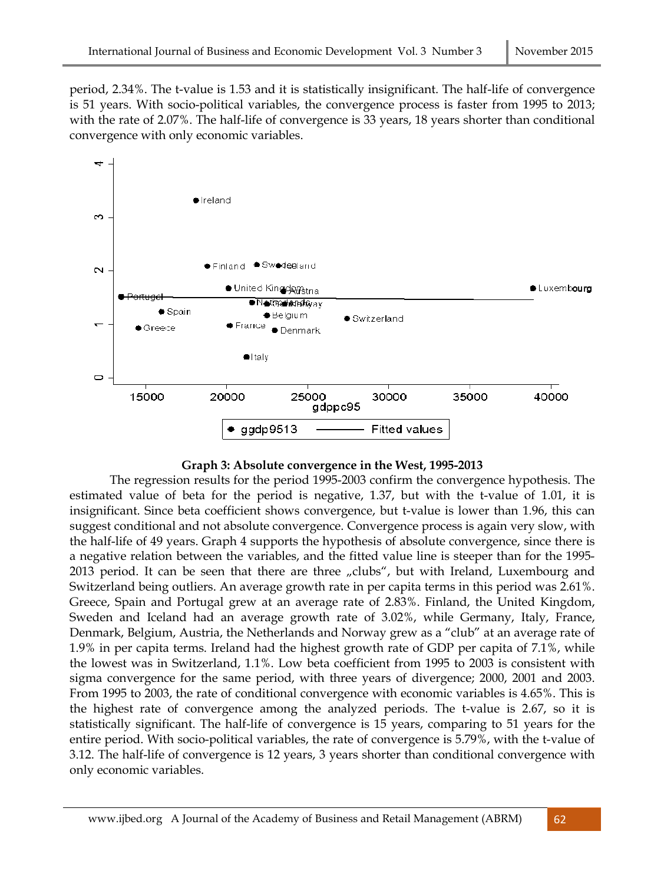period, 2.34%. The t-value is 1.53 and it is statistically insignificant. The half-life of convergence is 51 years. With socio-political variables, the convergence process is faster from 1995 to 2013; with the rate of 2.07%. The half-life of convergence is 33 years, 18 years shorter than conditional convergence with only economic variables.

**Graph 3: Absolute convergence in the West, 1995-2013**

The regression results for the period 1995-2003 confirm the convergence hypothesis. The estimated value of beta for the period is negative, 1.37, but with the t-value of 1.01, it is insignificant. Since beta coefficient shows convergence, but t-value is lower than 1.96, this can suggest conditional and not absolute convergence. Convergence process is again very slow, with the half-life of 49 years. Graph 4 supports the hypothesis of absolute convergence, since there is a negative relation between the variables, and the fitted value line is steeper than for the 1995-2013 period. It can be seen that there are three „clubs", but with Ireland, Luxembourg and Switzerland being outliers. An average growth rate in per capita terms in this period was 2.61%. Greece, Spain and Portugal grew at an average rate of 2.83%. Finland, the United Kingdom, Sweden and Iceland had an average growth rate of 3.02%, while Germany, Italy, France, Denmark, Belgium, Austria, the Netherlands and Norway grew as a "club" at an average rate of 1.9% in per capita terms. Ireland had the highest growth rate of GDP per capita of 7.1%, while the lowest was in Switzerland, 1.1%. Low beta coefficient from 1995 to 2003 is consistent with sigma convergence for the same period, with three years of divergence; 2000, 2001 and 2003. From 1995 to 2003, the rate of conditional convergence with economic variables is 4.65%. This is the highest rate of convergence among the analyzed periods. The t-value is 2.67, so it is statistically significant. The half-life of convergence is 15 years, comparing to 51 years for the entire period. With socio-political variables, the rate of convergence is 5.79%, with the t-value of 3.12. The half-life of convergence is 12 years, 3 years shorter than conditional convergence with only economic variables.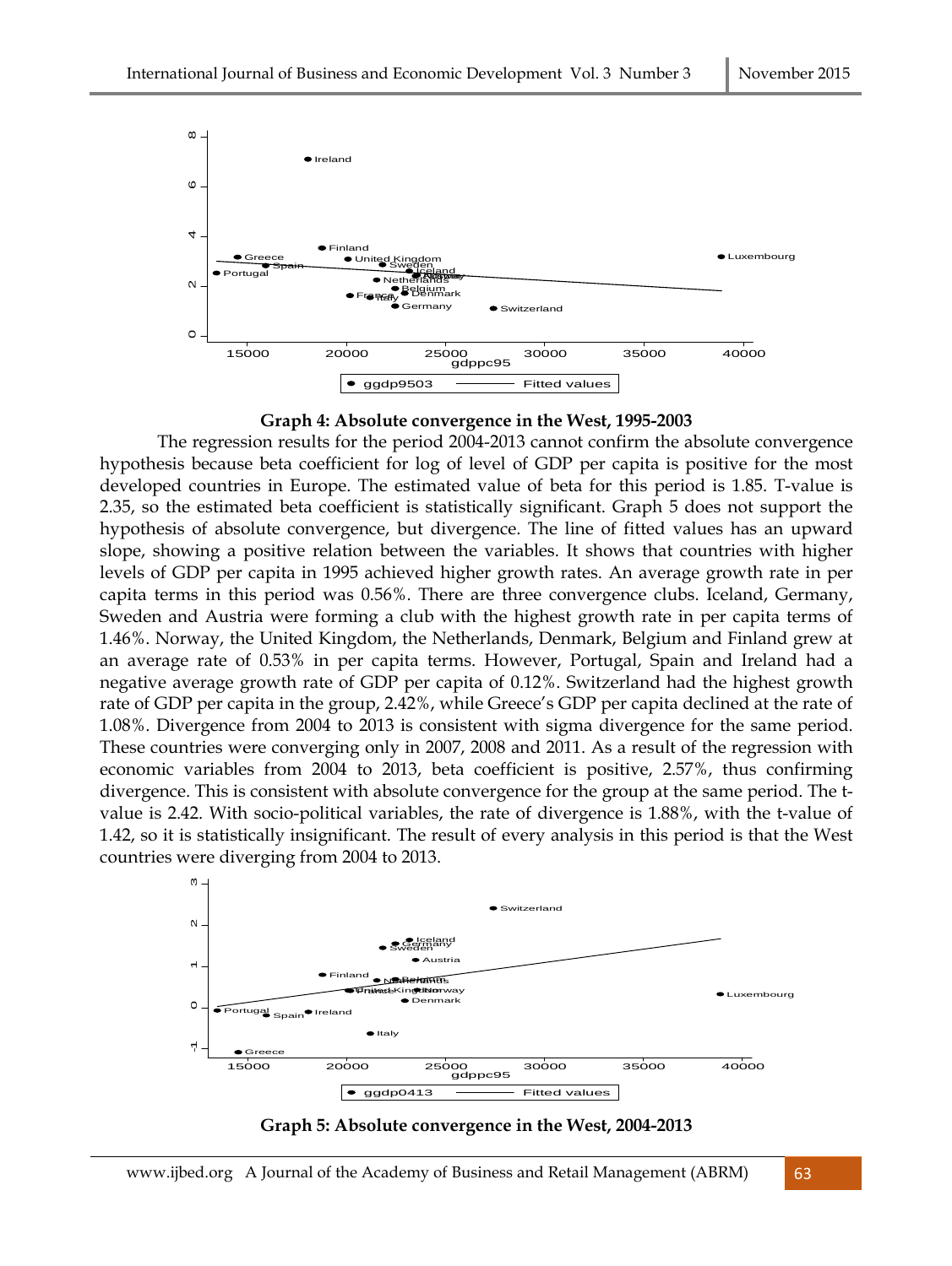**Graph 4: Absolute convergence in the West, 1995-2003**

The regression results for the period 2004-2013 cannot confirm the absolute convergence hypothesis because beta coefficient for log of level of GDP per capita is positive for the most developed countries in Europe. The estimated value of beta for this period is 1.85. T-value is 2.35, so the estimated beta coefficient is statistically significant. Graph 5 does not support the hypothesis of absolute convergence, but divergence. The line of fitted values has an upward slope, showing a positive relation between the variables. It shows that countries with higher levels of GDP per capita in 1995 achieved higher growth rates. An average growth rate in per capita terms in this period was 0.56%. There are three convergence clubs. Iceland, Germany, Sweden and Austria were forming a club with the highest growth rate in per capita terms of 1.46%. Norway, the United Kingdom, the Netherlands, Denmark, Belgium and Finland grew at an average rate of 0.53% in per capita terms. However, Portugal, Spain and Ireland had a negative average growth rate of GDP per capita of 0.12%. Switzerland had the highest growth rate of GDP per capita in the group, 2.42%, while Greece's GDP per capita declined at the rate of 1.08%. Divergence from 2004 to 2013 is consistent with sigma divergence for the same period. These countries were converging only in 2007, 2008 and 2011. As a result of the regression with economic variables from 2004 to 2013, beta coefficient is positive, 2.57%, thus confirming divergence. This is consistent with absolute convergence for the group at the same period. The t-value is 2.42. With socio-political variables, the rate of divergence is 1.88%, with the t-value of 1.42, so it is statistically insignificant. The result of every analysis in this period is that the West countries were diverging from 2004 to 2013.

**Graph 5: Absolute convergence in the West, 2004-2013**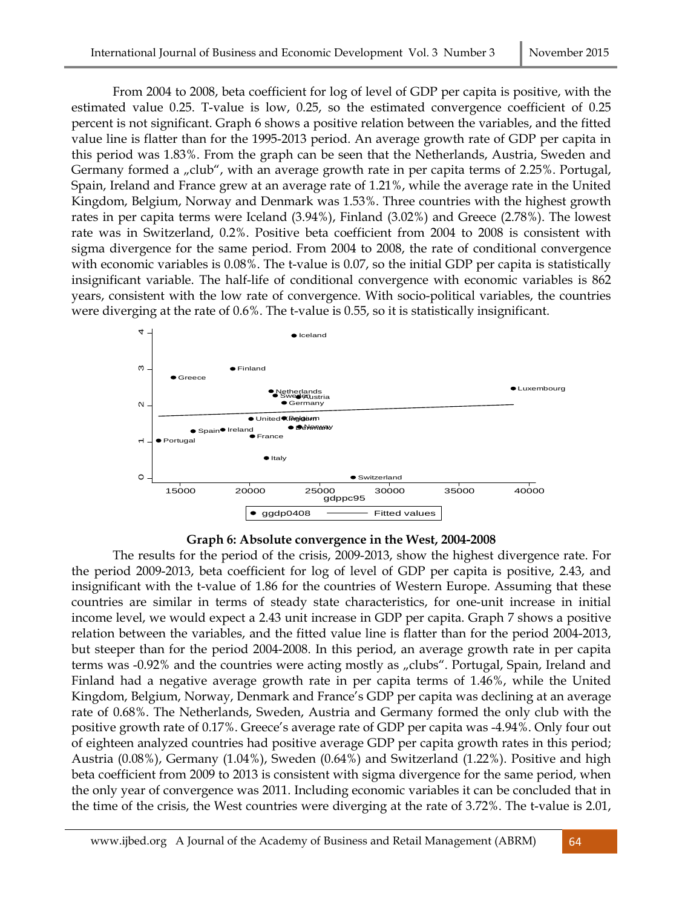From 2004 to 2008, beta coefficient for log of level of GDP per capita is positive, with the estimated value 0.25. T-value is low, 0.25, so the estimated convergence coefficient of 0.25 percent is not significant. Graph 6 shows a positive relation between the variables, and the fitted value line is flatter than for the 1995-2013 period. An average growth rate of GDP per capita in this period was 1.83%. From the graph can be seen that the Netherlands, Austria, Sweden and Germany formed a „club", with an average growth rate in per capita terms of 2.25%. Portugal, Spain, Ireland and France grew at an average rate of 1.21%, while the average rate in the United Kingdom, Belgium, Norway and Denmark was 1.53%. Three countries with the highest growth rates in per capita terms were Iceland (3.94%), Finland (3.02%) and Greece (2.78%). The lowest rate was in Switzerland, 0.2%. Positive beta coefficient from 2004 to 2008 is consistent with sigma divergence for the same period. From 2004 to 2008, the rate of conditional convergence with economic variables is 0.08%. The t-value is 0.07, so the initial GDP per capita is statistically insignificant variable. The half-life of conditional convergence with economic variables is 862 years, consistent with the low rate of convergence. With socio-political variables, the countries were diverging at the rate of 0.6%. The t-value is 0.55, so it is statistically insignificant.

**Graph 6: Absolute convergence in the West, 2004-2008**

The results for the period of the crisis, 2009-2013, show the highest divergence rate. For the period 2009-2013, beta coefficient for log of level of GDP per capita is positive, 2.43, and insignificant with the t-value of 1.86 for the countries of Western Europe. Assuming that these countries are similar in terms of steady state characteristics, for one-unit increase in initial income level, we would expect a 2.43 unit increase in GDP per capita. Graph 7 shows a positive relation between the variables, and the fitted value line is flatter than for the period 2004-2013, but steeper than for the period 2004-2008. In this period, an average growth rate in per capita terms was -0.92% and the countries were acting mostly as „clubs". Portugal, Spain, Ireland and Finland had a negative average growth rate in per capita terms of 1.46%, while the United Kingdom, Belgium, Norway, Denmark and France's GDP per capita was declining at an average rate of 0.68%. The Netherlands, Sweden, Austria and Germany formed the only club with the positive growth rate of 0.17%. Greece's average rate of GDP per capita was -4.94%. Only four out of eighteen analyzed countries had positive average GDP per capita growth rates in this period; Austria (0.08%), Germany (1.04%), Sweden (0.64%) and Switzerland (1.22%). Positive and high beta coefficient from 2009 to 2013 is consistent with sigma divergence for the same period, when the only year of convergence was 2011. Including economic variables it can be concluded that in the time of the crisis, the West countries were diverging at the rate of 3.72%. The t-value is 2.01,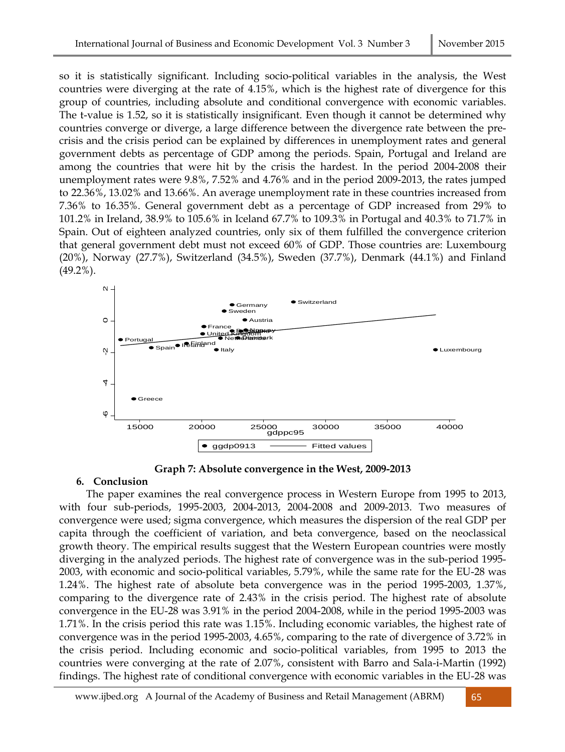so it is statistically significant. Including socio-political variables in the analysis, the West countries were diverging at the rate of 4.15%, which is the highest rate of divergence for this group of countries, including absolute and conditional convergence with economic variables. The t-value is 1.52, so it is statistically insignificant. Even though it cannot be determined why countries converge or diverge, a large difference between the divergence rate between the pre-crisis and the crisis period can be explained by differences in unemployment rates and general government debts as percentage of GDP among the periods. Spain, Portugal and Ireland are among the countries that were hit by the crisis the hardest. In the period 2004-2008 their unemployment rates were 9.8%, 7.52% and 4.76% and in the period 2009-2013, the rates jumped to 22.36%, 13.02% and 13.66%. An average unemployment rate in these countries increased from 7.36% to 16.35%. General government debt as a percentage of GDP increased from 29% to 101.2% in Ireland, 38.9% to 105.6% in Iceland 67.7% to 109.3% in Portugal and 40.3% to 71.7% in Spain. Out of eighteen analyzed countries, only six of them fulfilled the convergence criterion that general government debt must not exceed 60% of GDP. Those countries are: Luxembourg (20%), Norway (27.7%), Switzerland (34.5%), Sweden (37.7%), Denmark (44.1%) and Finland (49.2%).

**Graph 7: Absolute convergence in the West, 2009-2013**

## 6. Conclusion

The paper examines the real convergence process in Western Europe from 1995 to 2013, with four sub-periods, 1995-2003, 2004-2013, 2004-2008 and 2009-2013. Two measures of convergence were used; sigma convergence, which measures the dispersion of the real GDP per capita through the coefficient of variation, and beta convergence, based on the neoclassical growth theory. The empirical results suggest that the Western European countries were mostly diverging in the analyzed periods. The highest rate of convergence was in the sub-period 1995-2003, with economic and socio-political variables, 5.79%, while the same rate for the EU-28 was 1.24%. The highest rate of absolute beta convergence was in the period 1995-2003, 1.37%, comparing to the divergence rate of 2.43% in the crisis period. The highest rate of absolute convergence in the EU-28 was 3.91% in the period 2004-2008, while in the period 1995-2003 was 1.71%. In the crisis period this rate was 1.15%. Including economic variables, the highest rate of convergence was in the period 1995-2003, 4.65%, comparing to the rate of divergence of 3.72% in the crisis period. Including economic and socio-political variables, from 1995 to 2013 the countries were converging at the rate of 2.07%, consistent with Barro and Sala-i-Martin (1992) findings. The highest rate of conditional convergence with economic variables in the EU-28 was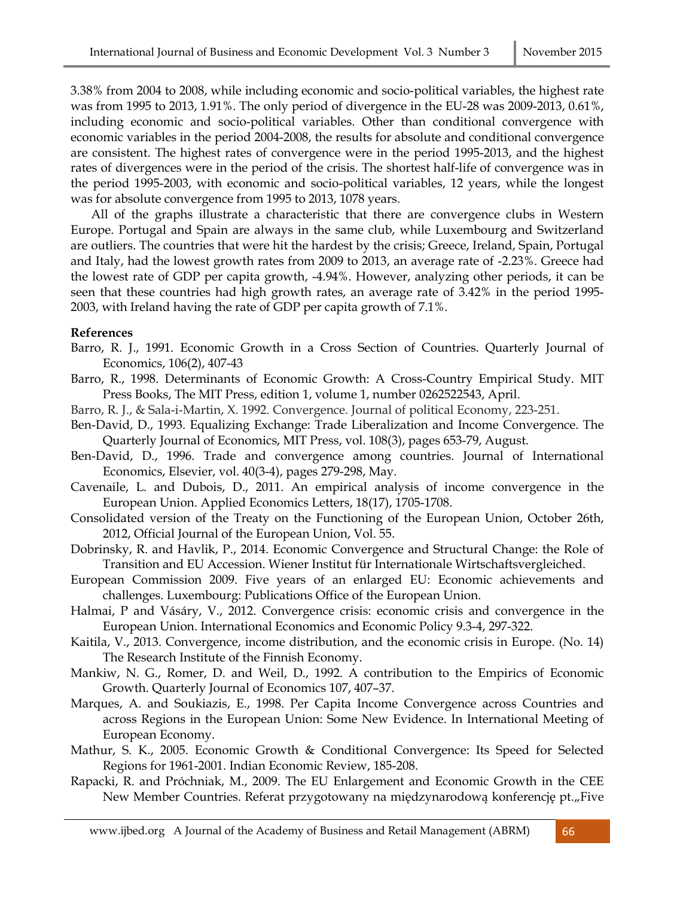3.38% from 2004 to 2008, while including economic and socio-political variables, the highest rate was from 1995 to 2013, 1.91%. The only period of divergence in the EU-28 was 2009-2013, 0.61%, including economic and socio-political variables. Other than conditional convergence with economic variables in the period 2004-2008, the results for absolute and conditional convergence are consistent. The highest rates of convergence were in the period 1995-2013, and the highest rates of divergences were in the period of the crisis. The shortest half-life of convergence was in the period 1995-2003, with economic and socio-political variables, 12 years, while the longest was for absolute convergence from 1995 to 2013, 1078 years.

All of the graphs illustrate a characteristic that there are convergence clubs in Western Europe. Portugal and Spain are always in the same club, while Luxembourg and Switzerland are outliers. The countries that were hit the hardest by the crisis; Greece, Ireland, Spain, Portugal and Italy, had the lowest growth rates from 2009 to 2013, an average rate of -2.23%. Greece had the lowest rate of GDP per capita growth, -4.94%. However, analyzing other periods, it can be seen that these countries had high growth rates, an average rate of 3.42% in the period 1995-2003, with Ireland having the rate of GDP per capita growth of 7.1%.

**References**

Barro, R. J., 1991. Economic Growth in a Cross Section of Countries. Quarterly Journal of Economics, 106(2), 407-43

Barro, R., 1998. Determinants of Economic Growth: A Cross-Country Empirical Study. MIT Press Books, The MIT Press, edition 1, volume 1, number 0262522543, April.

Barro, R. J., & Sala-i-Martin, X. 1992. Convergence. Journal of political Economy, 223-251.

Ben-David, D., 1993. Equalizing Exchange: Trade Liberalization and Income Convergence. The Quarterly Journal of Economics, MIT Press, vol. 108(3), pages 653-79, August.

Ben-David, D., 1996. Trade and convergence among countries. Journal of International Economics, Elsevier, vol. 40(3-4), pages 279-298, May.

Cavenaile, L. and Dubois, D., 2011. An empirical analysis of income convergence in the European Union. Applied Economics Letters, 18(17), 1705-1708.

Consolidated version of the Treaty on the Functioning of the European Union, October 26th, 2012, Official Journal of the European Union, Vol. 55.

Dobrinsky, R. and Havlik, P., 2014. Economic Convergence and Structural Change: the Role of Transition and EU Accession. Wiener Institut für Internationale Wirtschaftsvergleiched.

European Commission 2009. Five years of an enlarged EU: Economic achievements and challenges. Luxembourg: Publications Office of the European Union.

Halmai, P and Vásáry, V., 2012. Convergence crisis: economic crisis and convergence in the European Union. International Economics and Economic Policy 9.3-4, 297-322.

Kaitila, V., 2013. Convergence, income distribution, and the economic crisis in Europe. (No. 14) The Research Institute of the Finnish Economy.

Mankiw, N. G., Romer, D. and Weil, D., 1992. A contribution to the Empirics of Economic Growth. Quarterly Journal of Economics 107, 407–37.

Marques, A. and Soukiazis, E., 1998. Per Capita Income Convergence across Countries and across Regions in the European Union: Some New Evidence. In International Meeting of European Economy.

Mathur, S. K., 2005. Economic Growth & Conditional Convergence: Its Speed for Selected Regions for 1961-2001. Indian Economic Review, 185-208.

Rapacki, R. and Próchniak, M., 2009. The EU Enlargement and Economic Growth in the CEE New Member Countries. Referat przygotowany na międzynarodową konferencję pt.„Five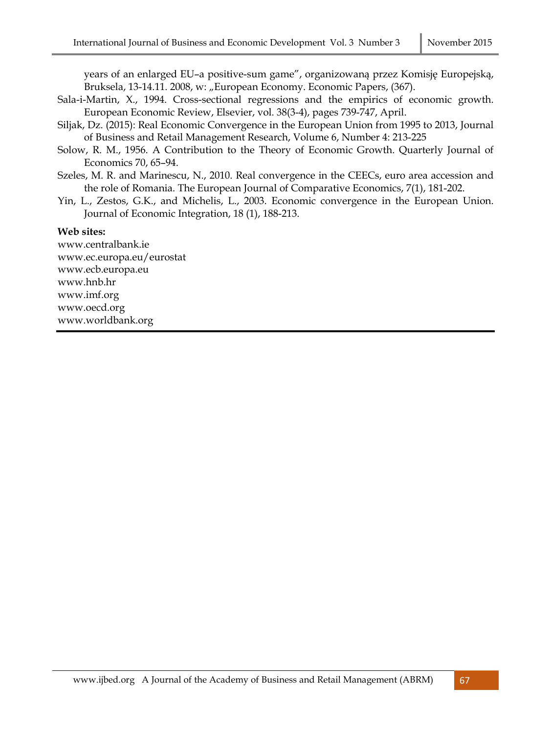years of an enlarged EU–a positive-sum game", organizowaną przez Komisję Europejską, Bruksela, 13-14.11. 2008, w: „European Economy. Economic Papers, (367).

Sala-i-Martin, X., 1994. Cross-sectional regressions and the empirics of economic growth. European Economic Review, Elsevier, vol. 38(3-4), pages 739-747, April.

Siljak, Dz. (2015): Real Economic Convergence in the European Union from 1995 to 2013, Journal of Business and Retail Management Research, Volume 6, Number 4: 213-225

Solow, R. M., 1956. A Contribution to the Theory of Economic Growth. Quarterly Journal of Economics 70, 65–94.

Szeles, M. R. and Marinescu, N., 2010. Real convergence in the CEECs, euro area accession and the role of Romania. The European Journal of Comparative Economics, 7(1), 181-202.

Yin, L., Zestos, G.K., and Michelis, L., 2003. Economic convergence in the European Union. Journal of Economic Integration, 18 (1), 188-213.

**Web sites:**

www.centralbank.ie
www.ec.europa.eu/eurostat
www.ecb.europa.eu
www.hnb.hr
www.imf.org
www.oecd.org
www.worldbank.org